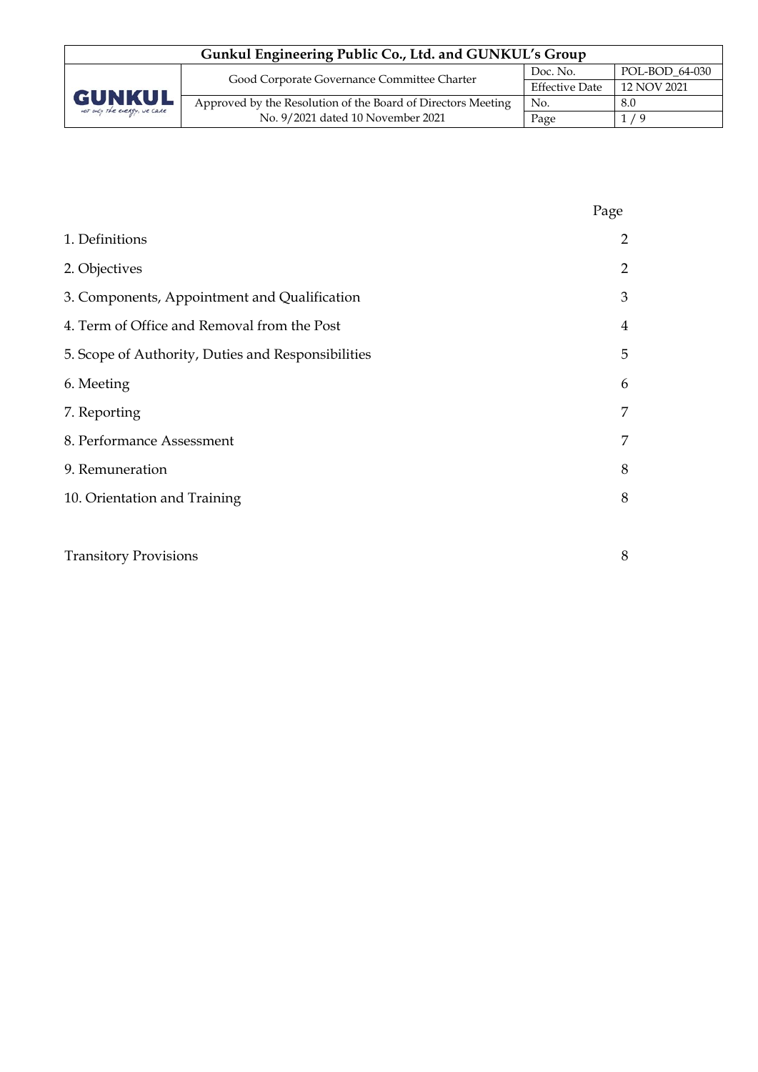| Page |
|---|

| | Page |
|---|---|
| 1. Definitions | 2 |
| 2. Objectives | 2 |
| 3. Components, Appointment and Qualification | 3 |
| 4. Term of Office and Removal from the Post | 4 |
| 5. Scope of Authority, Duties and Responsibilities | 5 |
| 6. Meeting | 6 |
| 7. Reporting | 7 |
| 8. Performance Assessment | 7 |
| 9. Remuneration | 8 |
| 10. Orientation and Training | 8 |
| Transitory Provisions | 8 |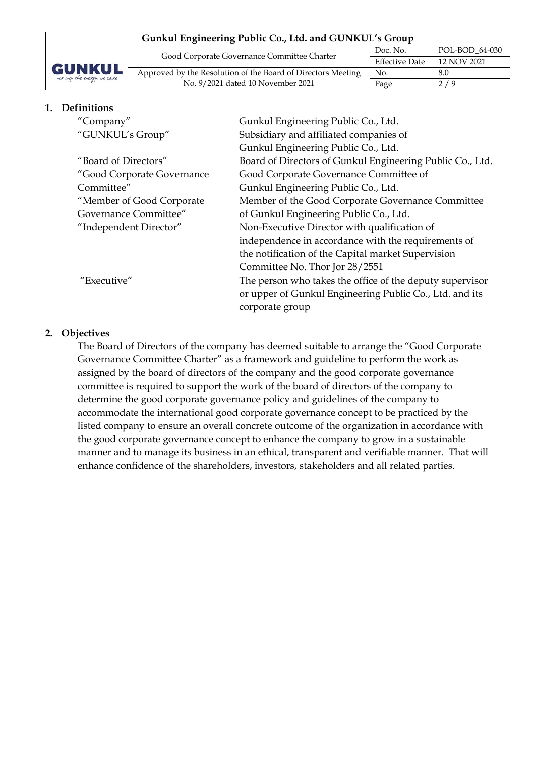## 1. Definitions

| | |
|---|---|
| "Company" | Gunkul Engineering Public Co., Ltd. |
| "GUNKUL's Group" | Subsidiary and affiliated companies of Gunkul Engineering Public Co., Ltd. |
| "Board of Directors" | Board of Directors of Gunkul Engineering Public Co., Ltd. |
| "Good Corporate Governance Committee" | Good Corporate Governance Committee of Gunkul Engineering Public Co., Ltd. |
| "Member of Good Corporate Governance Committee" | Member of the Good Corporate Governance Committee of Gunkul Engineering Public Co., Ltd. |
| "Independent Director" | Non-Executive Director with qualification of independence in accordance with the requirements of the notification of the Capital market Supervision Committee No. Thor Jor 28/2551 |
| "Executive" | The person who takes the office of the deputy supervisor or upper of Gunkul Engineering Public Co., Ltd. and its corporate group |

## 2. Objectives

The Board of Directors of the company has deemed suitable to arrange the "Good Corporate Governance Committee Charter" as a framework and guideline to perform the work as assigned by the board of directors of the company and the good corporate governance committee is required to support the work of the board of directors of the company to determine the good corporate governance policy and guidelines of the company to accommodate the international good corporate governance concept to be practiced by the listed company to ensure an overall concrete outcome of the organization in accordance with the good corporate governance concept to enhance the company to grow in a sustainable manner and to manage its business in an ethical, transparent and verifiable manner. That will enhance confidence of the shareholders, investors, stakeholders and all related parties.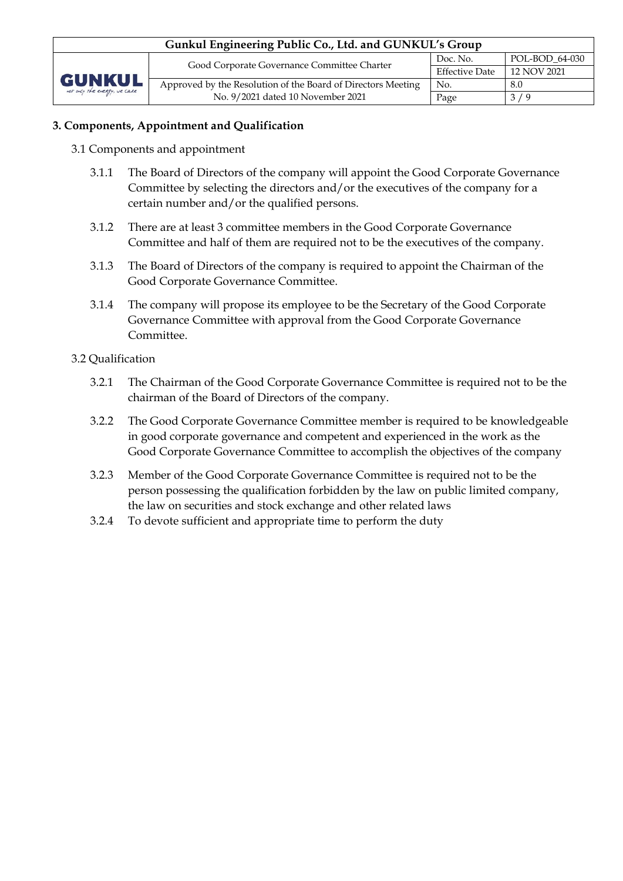**3. Components, Appointment and Qualification**

3.1 Components and appointment

3.1.1 The Board of Directors of the company will appoint the Good Corporate Governance Committee by selecting the directors and/or the executives of the company for a certain number and/or the qualified persons.

3.1.2 There are at least 3 committee members in the Good Corporate Governance Committee and half of them are required not to be the executives of the company.

3.1.3 The Board of Directors of the company is required to appoint the Chairman of the Good Corporate Governance Committee.

3.1.4 The company will propose its employee to be the Secretary of the Good Corporate Governance Committee with approval from the Good Corporate Governance Committee.

3.2 Qualification

3.2.1 The Chairman of the Good Corporate Governance Committee is required not to be the chairman of the Board of Directors of the company.

3.2.2 The Good Corporate Governance Committee member is required to be knowledgeable in good corporate governance and competent and experienced in the work as the Good Corporate Governance Committee to accomplish the objectives of the company

3.2.3 Member of the Good Corporate Governance Committee is required not to be the person possessing the qualification forbidden by the law on public limited company, the law on securities and stock exchange and other related laws

3.2.4 To devote sufficient and appropriate time to perform the duty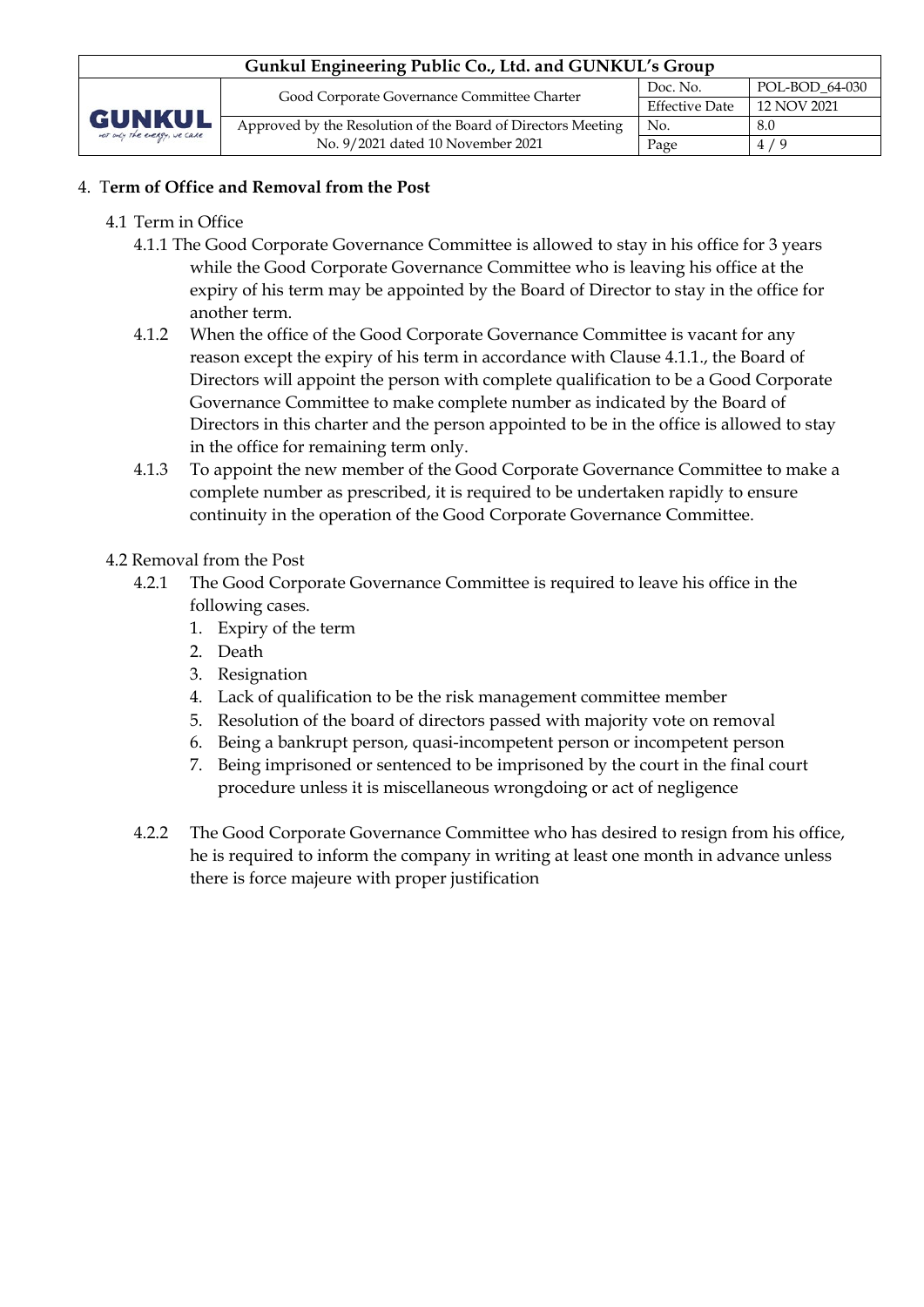## 4. Term of Office and Removal from the Post

### 4.1 Term in Office

4.1.1 The Good Corporate Governance Committee is allowed to stay in his office for 3 years while the Good Corporate Governance Committee who is leaving his office at the expiry of his term may be appointed by the Board of Director to stay in the office for another term.

4.1.2 When the office of the Good Corporate Governance Committee is vacant for any reason except the expiry of his term in accordance with Clause 4.1.1., the Board of Directors will appoint the person with complete qualification to be a Good Corporate Governance Committee to make complete number as indicated by the Board of Directors in this charter and the person appointed to be in the office is allowed to stay in the office for remaining term only.

4.1.3 To appoint the new member of the Good Corporate Governance Committee to make a complete number as prescribed, it is required to be undertaken rapidly to ensure continuity in the operation of the Good Corporate Governance Committee.

### 4.2 Removal from the Post

4.2.1 The Good Corporate Governance Committee is required to leave his office in the following cases.

1. Expiry of the term
2. Death
3. Resignation
4. Lack of qualification to be the risk management committee member
5. Resolution of the board of directors passed with majority vote on removal
6. Being a bankrupt person, quasi-incompetent person or incompetent person
7. Being imprisoned or sentenced to be imprisoned by the court in the final court procedure unless it is miscellaneous wrongdoing or act of negligence

4.2.2 The Good Corporate Governance Committee who has desired to resign from his office, he is required to inform the company in writing at least one month in advance unless there is force majeure with proper justification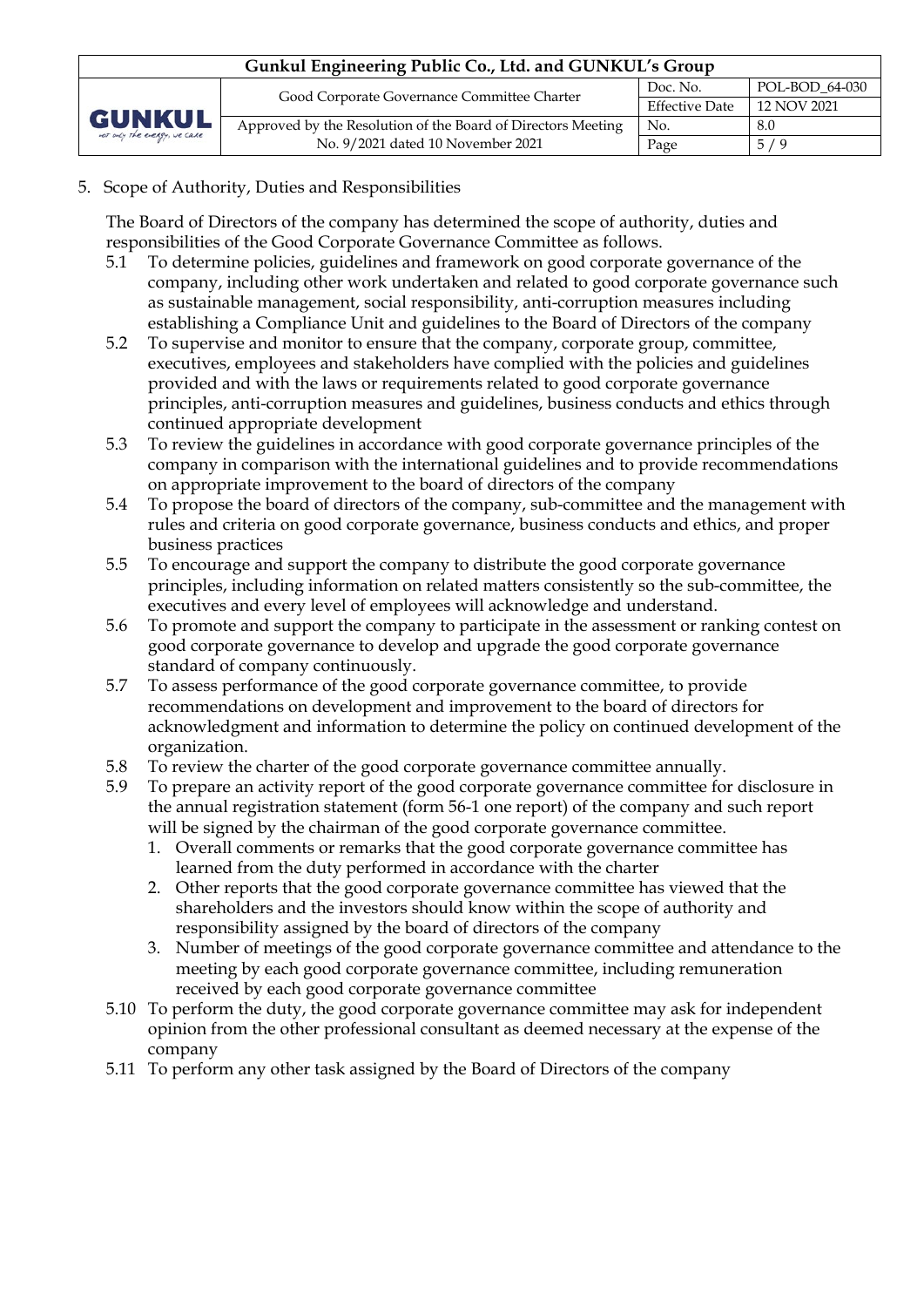5. Scope of Authority, Duties and Responsibilities

The Board of Directors of the company has determined the scope of authority, duties and responsibilities of the Good Corporate Governance Committee as follows.

5.1 To determine policies, guidelines and framework on good corporate governance of the company, including other work undertaken and related to good corporate governance such as sustainable management, social responsibility, anti-corruption measures including establishing a Compliance Unit and guidelines to the Board of Directors of the company

5.2 To supervise and monitor to ensure that the company, corporate group, committee, executives, employees and stakeholders have complied with the policies and guidelines provided and with the laws or requirements related to good corporate governance principles, anti-corruption measures and guidelines, business conducts and ethics through continued appropriate development

5.3 To review the guidelines in accordance with good corporate governance principles of the company in comparison with the international guidelines and to provide recommendations on appropriate improvement to the board of directors of the company

5.4 To propose the board of directors of the company, sub-committee and the management with rules and criteria on good corporate governance, business conducts and ethics, and proper business practices

5.5 To encourage and support the company to distribute the good corporate governance principles, including information on related matters consistently so the sub-committee, the executives and every level of employees will acknowledge and understand.

5.6 To promote and support the company to participate in the assessment or ranking contest on good corporate governance to develop and upgrade the good corporate governance standard of company continuously.

5.7 To assess performance of the good corporate governance committee, to provide recommendations on development and improvement to the board of directors for acknowledgment and information to determine the policy on continued development of the organization.

5.8 To review the charter of the good corporate governance committee annually.

5.9 To prepare an activity report of the good corporate governance committee for disclosure in the annual registration statement (form 56-1 one report) of the company and such report will be signed by the chairman of the good corporate governance committee.

1. Overall comments or remarks that the good corporate governance committee has learned from the duty performed in accordance with the charter
2. Other reports that the good corporate governance committee has viewed that the shareholders and the investors should know within the scope of authority and responsibility assigned by the board of directors of the company
3. Number of meetings of the good corporate governance committee and attendance to the meeting by each good corporate governance committee, including remuneration received by each good corporate governance committee

5.10 To perform the duty, the good corporate governance committee may ask for independent opinion from the other professional consultant as deemed necessary at the expense of the company

5.11 To perform any other task assigned by the Board of Directors of the company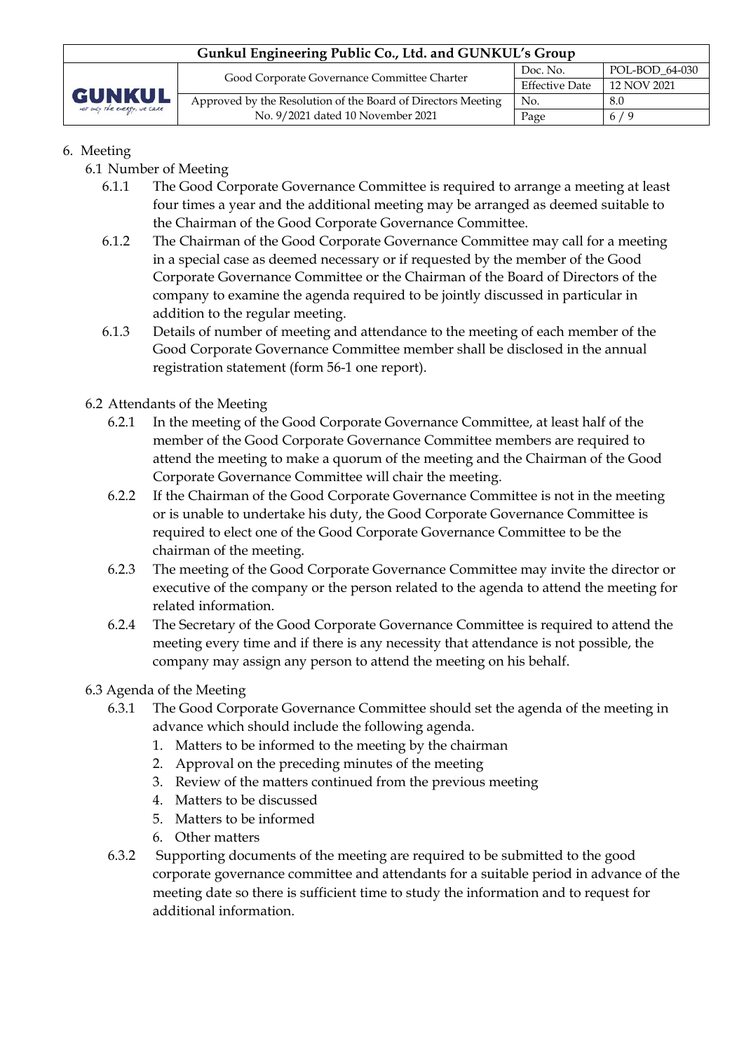## 6. Meeting

### 6.1 Number of Meeting

6.1.1 The Good Corporate Governance Committee is required to arrange a meeting at least four times a year and the additional meeting may be arranged as deemed suitable to the Chairman of the Good Corporate Governance Committee.

6.1.2 The Chairman of the Good Corporate Governance Committee may call for a meeting in a special case as deemed necessary or if requested by the member of the Good Corporate Governance Committee or the Chairman of the Board of Directors of the company to examine the agenda required to be jointly discussed in particular in addition to the regular meeting.

6.1.3 Details of number of meeting and attendance to the meeting of each member of the Good Corporate Governance Committee member shall be disclosed in the annual registration statement (form 56-1 one report).

### 6.2 Attendants of the Meeting

6.2.1 In the meeting of the Good Corporate Governance Committee, at least half of the member of the Good Corporate Governance Committee members are required to attend the meeting to make a quorum of the meeting and the Chairman of the Good Corporate Governance Committee will chair the meeting.

6.2.2 If the Chairman of the Good Corporate Governance Committee is not in the meeting or is unable to undertake his duty, the Good Corporate Governance Committee is required to elect one of the Good Corporate Governance Committee to be the chairman of the meeting.

6.2.3 The meeting of the Good Corporate Governance Committee may invite the director or executive of the company or the person related to the agenda to attend the meeting for related information.

6.2.4 The Secretary of the Good Corporate Governance Committee is required to attend the meeting every time and if there is any necessity that attendance is not possible, the company may assign any person to attend the meeting on his behalf.

### 6.3 Agenda of the Meeting

6.3.1 The Good Corporate Governance Committee should set the agenda of the meeting in advance which should include the following agenda.

1. Matters to be informed to the meeting by the chairman
2. Approval on the preceding minutes of the meeting
3. Review of the matters continued from the previous meeting
4. Matters to be discussed
5. Matters to be informed
6. Other matters

6.3.2 Supporting documents of the meeting are required to be submitted to the good corporate governance committee and attendants for a suitable period in advance of the meeting date so there is sufficient time to study the information and to request for additional information.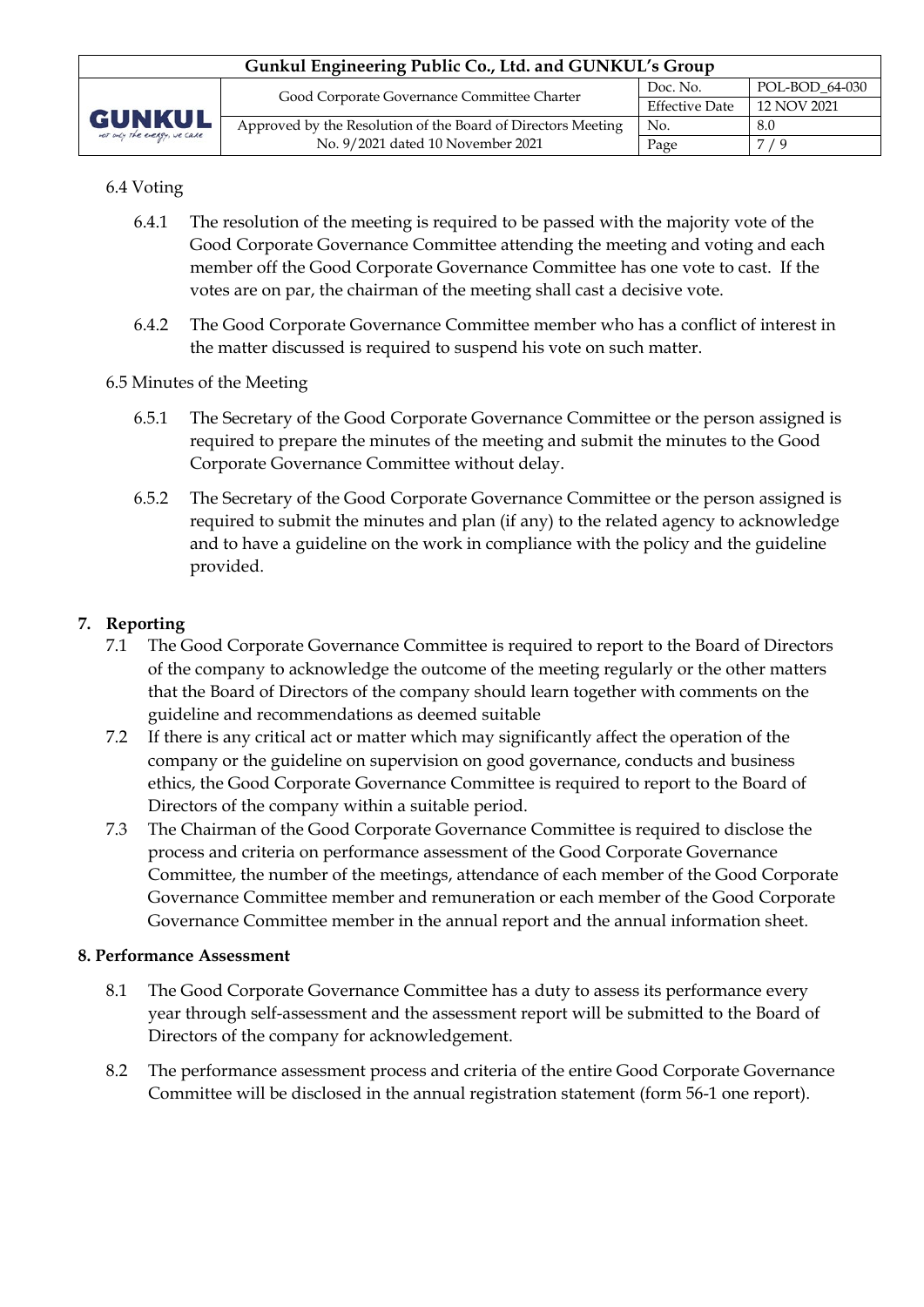6.4 Voting

6.4.1 The resolution of the meeting is required to be passed with the majority vote of the Good Corporate Governance Committee attending the meeting and voting and each member off the Good Corporate Governance Committee has one vote to cast. If the votes are on par, the chairman of the meeting shall cast a decisive vote.

6.4.2 The Good Corporate Governance Committee member who has a conflict of interest in the matter discussed is required to suspend his vote on such matter.

6.5 Minutes of the Meeting

6.5.1 The Secretary of the Good Corporate Governance Committee or the person assigned is required to prepare the minutes of the meeting and submit the minutes to the Good Corporate Governance Committee without delay.

6.5.2 The Secretary of the Good Corporate Governance Committee or the person assigned is required to submit the minutes and plan (if any) to the related agency to acknowledge and to have a guideline on the work in compliance with the policy and the guideline provided.

## 7. Reporting

7.1 The Good Corporate Governance Committee is required to report to the Board of Directors of the company to acknowledge the outcome of the meeting regularly or the other matters that the Board of Directors of the company should learn together with comments on the guideline and recommendations as deemed suitable

7.2 If there is any critical act or matter which may significantly affect the operation of the company or the guideline on supervision on good governance, conducts and business ethics, the Good Corporate Governance Committee is required to report to the Board of Directors of the company within a suitable period.

7.3 The Chairman of the Good Corporate Governance Committee is required to disclose the process and criteria on performance assessment of the Good Corporate Governance Committee, the number of the meetings, attendance of each member of the Good Corporate Governance Committee member and remuneration or each member of the Good Corporate Governance Committee member in the annual report and the annual information sheet.

## 8. Performance Assessment

8.1 The Good Corporate Governance Committee has a duty to assess its performance every year through self-assessment and the assessment report will be submitted to the Board of Directors of the company for acknowledgement.

8.2 The performance assessment process and criteria of the entire Good Corporate Governance Committee will be disclosed in the annual registration statement (form 56-1 one report).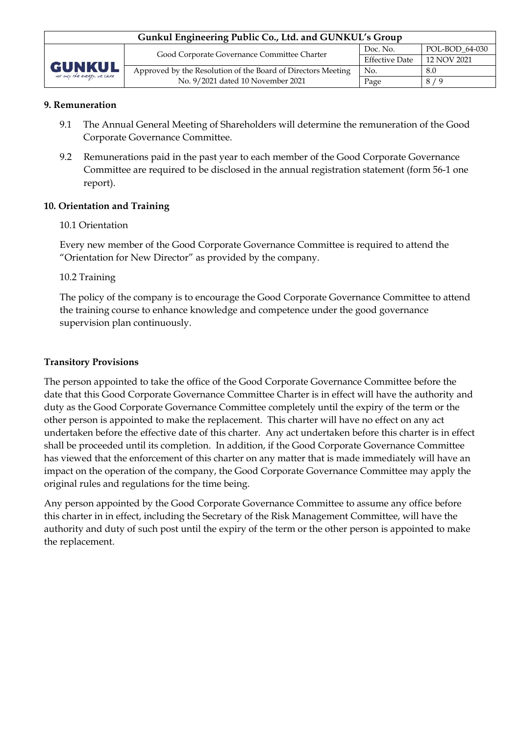**9. Remuneration**

9.1 The Annual General Meeting of Shareholders will determine the remuneration of the Good Corporate Governance Committee.

9.2 Remunerations paid in the past year to each member of the Good Corporate Governance Committee are required to be disclosed in the annual registration statement (form 56-1 one report).

**10. Orientation and Training**

10.1 Orientation

Every new member of the Good Corporate Governance Committee is required to attend the "Orientation for New Director" as provided by the company.

10.2 Training

The policy of the company is to encourage the Good Corporate Governance Committee to attend the training course to enhance knowledge and competence under the good governance supervision plan continuously.

**Transitory Provisions**

The person appointed to take the office of the Good Corporate Governance Committee before the date that this Good Corporate Governance Committee Charter is in effect will have the authority and duty as the Good Corporate Governance Committee completely until the expiry of the term or the other person is appointed to make the replacement. This charter will have no effect on any act undertaken before the effective date of this charter. Any act undertaken before this charter is in effect shall be proceeded until its completion. In addition, if the Good Corporate Governance Committee has viewed that the enforcement of this charter on any matter that is made immediately will have an impact on the operation of the company, the Good Corporate Governance Committee may apply the original rules and regulations for the time being.

Any person appointed by the Good Corporate Governance Committee to assume any office before this charter in in effect, including the Secretary of the Risk Management Committee, will have the authority and duty of such post until the expiry of the term or the other person is appointed to make the replacement.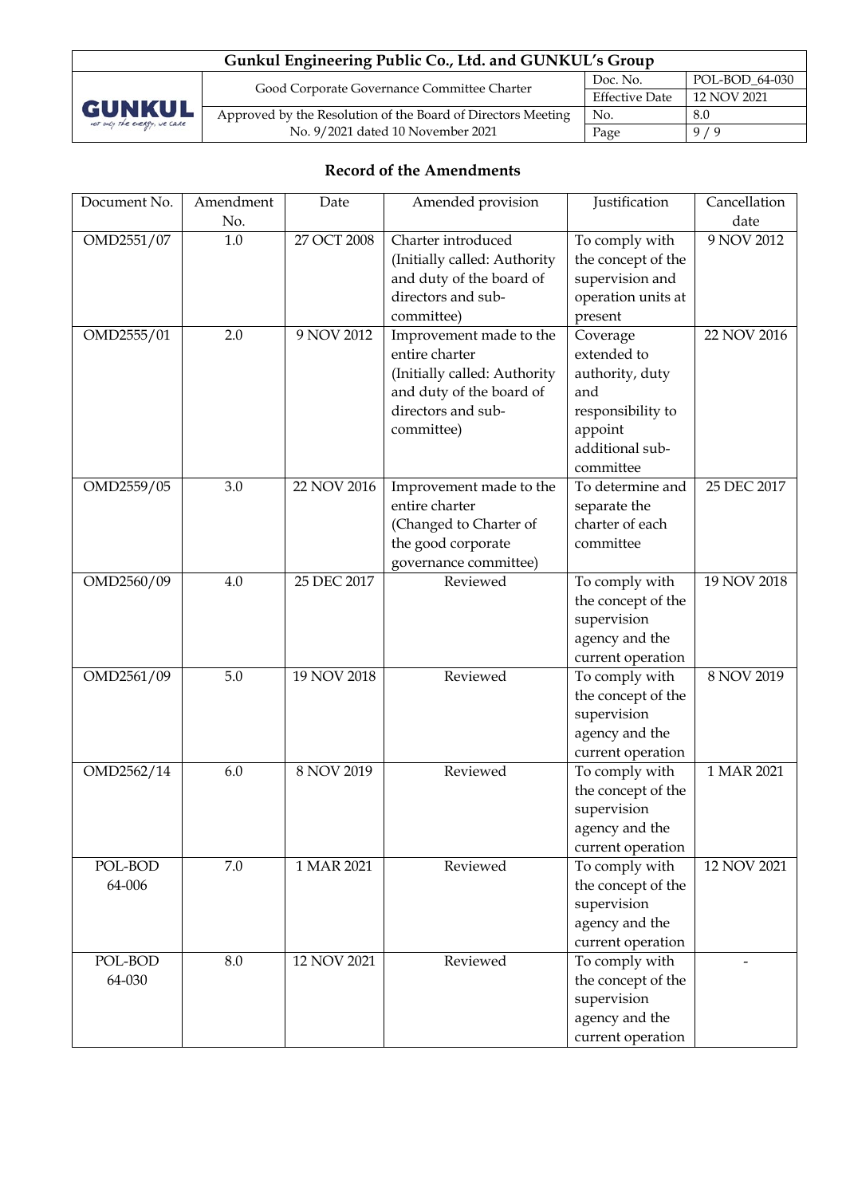## Record of the Amendments

| Document No. | Amendment No. | Date | Amended provision | Justification | Cancellation date |
|---|---|---|---|---|---|
| OMD2551/07 | 1.0 | 27 OCT 2008 | Charter introduced (Initially called: Authority and duty of the board of directors and sub-committee) | To comply with the concept of the supervision and operation units at present | 9 NOV 2012 |
| OMD2555/01 | 2.0 | 9 NOV 2012 | Improvement made to the entire charter (Initially called: Authority and duty of the board of directors and sub-committee) | Coverage extended to authority, duty and responsibility to appoint additional sub-committee | 22 NOV 2016 |
| OMD2559/05 | 3.0 | 22 NOV 2016 | Improvement made to the entire charter (Changed to Charter of the good corporate governance committee) | To determine and separate the charter of each committee | 25 DEC 2017 |
| OMD2560/09 | 4.0 | 25 DEC 2017 | Reviewed | To comply with the concept of the supervision agency and the current operation | 19 NOV 2018 |
| OMD2561/09 | 5.0 | 19 NOV 2018 | Reviewed | To comply with the concept of the supervision agency and the current operation | 8 NOV 2019 |
| OMD2562/14 | 6.0 | 8 NOV 2019 | Reviewed | To comply with the concept of the supervision agency and the current operation | 1 MAR 2021 |
| POL-BOD 64-006 | 7.0 | 1 MAR 2021 | Reviewed | To comply with the concept of the supervision agency and the current operation | 12 NOV 2021 |
| POL-BOD 64-030 | 8.0 | 12 NOV 2021 | Reviewed | To comply with the concept of the supervision agency and the current operation | - |